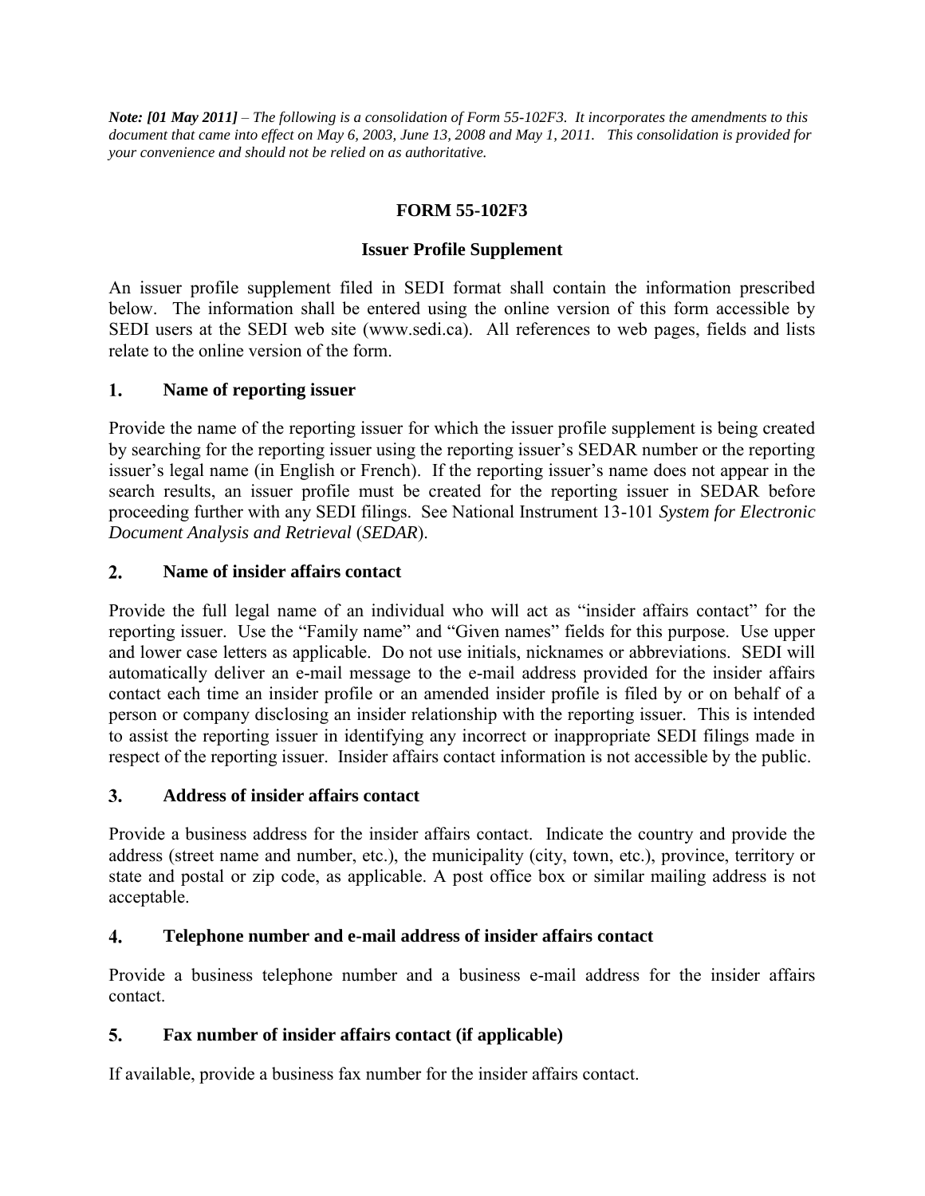***Note: [01 May 2011]*** *– The following is a consolidation of Form 55-102F3. It incorporates the amendments to this document that came into effect on May 6, 2003, June 13, 2008 and May 1, 2011. This consolidation is provided for your convenience and should not be relied on as authoritative.*

# FORM 55-102F3

## Issuer Profile Supplement

An issuer profile supplement filed in SEDI format shall contain the information prescribed below. The information shall be entered using the online version of this form accessible by SEDI users at the SEDI web site (www.sedi.ca). All references to web pages, fields and lists relate to the online version of the form.

### 1. Name of reporting issuer

Provide the name of the reporting issuer for which the issuer profile supplement is being created by searching for the reporting issuer using the reporting issuer's SEDAR number or the reporting issuer's legal name (in English or French). If the reporting issuer's name does not appear in the search results, an issuer profile must be created for the reporting issuer in SEDAR before proceeding further with any SEDI filings. See National Instrument 13-101 *System for Electronic Document Analysis and Retrieval* (*SEDAR*).

### 2. Name of insider affairs contact

Provide the full legal name of an individual who will act as "insider affairs contact" for the reporting issuer. Use the "Family name" and "Given names" fields for this purpose. Use upper and lower case letters as applicable. Do not use initials, nicknames or abbreviations. SEDI will automatically deliver an e-mail message to the e-mail address provided for the insider affairs contact each time an insider profile or an amended insider profile is filed by or on behalf of a person or company disclosing an insider relationship with the reporting issuer. This is intended to assist the reporting issuer in identifying any incorrect or inappropriate SEDI filings made in respect of the reporting issuer. Insider affairs contact information is not accessible by the public.

### 3. Address of insider affairs contact

Provide a business address for the insider affairs contact. Indicate the country and provide the address (street name and number, etc.), the municipality (city, town, etc.), province, territory or state and postal or zip code, as applicable. A post office box or similar mailing address is not acceptable.

### 4. Telephone number and e-mail address of insider affairs contact

Provide a business telephone number and a business e-mail address for the insider affairs contact.

### 5. Fax number of insider affairs contact (if applicable)

If available, provide a business fax number for the insider affairs contact.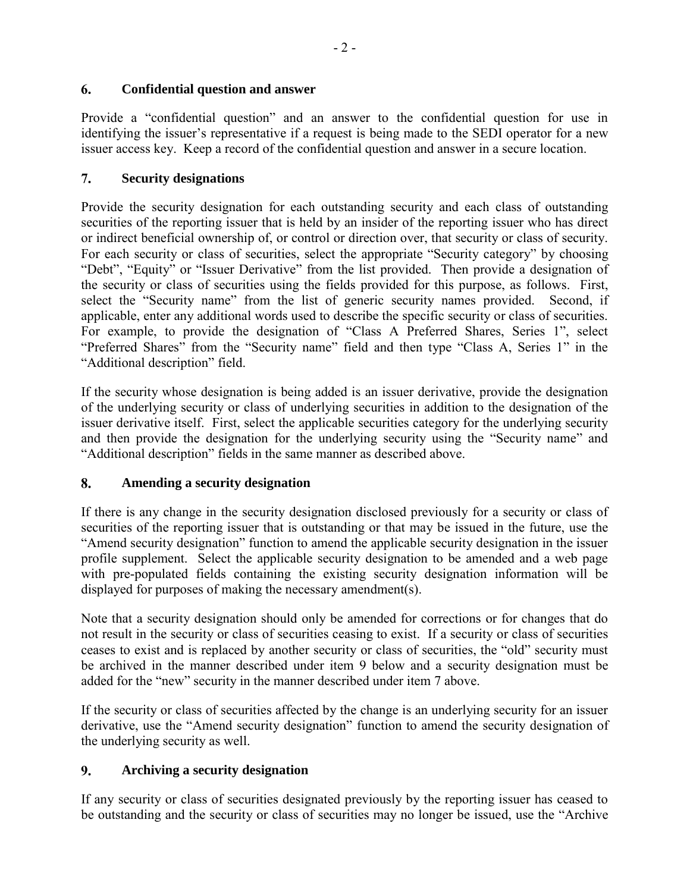## 6. Confidential question and answer

Provide a "confidential question" and an answer to the confidential question for use in identifying the issuer's representative if a request is being made to the SEDI operator for a new issuer access key. Keep a record of the confidential question and answer in a secure location.

## 7. Security designations

Provide the security designation for each outstanding security and each class of outstanding securities of the reporting issuer that is held by an insider of the reporting issuer who has direct or indirect beneficial ownership of, or control or direction over, that security or class of security. For each security or class of securities, select the appropriate "Security category" by choosing "Debt", "Equity" or "Issuer Derivative" from the list provided. Then provide a designation of the security or class of securities using the fields provided for this purpose, as follows. First, select the "Security name" from the list of generic security names provided. Second, if applicable, enter any additional words used to describe the specific security or class of securities. For example, to provide the designation of "Class A Preferred Shares, Series 1", select "Preferred Shares" from the "Security name" field and then type "Class A, Series 1" in the "Additional description" field.

If the security whose designation is being added is an issuer derivative, provide the designation of the underlying security or class of underlying securities in addition to the designation of the issuer derivative itself. First, select the applicable securities category for the underlying security and then provide the designation for the underlying security using the "Security name" and "Additional description" fields in the same manner as described above.

## 8. Amending a security designation

If there is any change in the security designation disclosed previously for a security or class of securities of the reporting issuer that is outstanding or that may be issued in the future, use the "Amend security designation" function to amend the applicable security designation in the issuer profile supplement. Select the applicable security designation to be amended and a web page with pre-populated fields containing the existing security designation information will be displayed for purposes of making the necessary amendment(s).

Note that a security designation should only be amended for corrections or for changes that do not result in the security or class of securities ceasing to exist. If a security or class of securities ceases to exist and is replaced by another security or class of securities, the "old" security must be archived in the manner described under item 9 below and a security designation must be added for the "new" security in the manner described under item 7 above.

If the security or class of securities affected by the change is an underlying security for an issuer derivative, use the "Amend security designation" function to amend the security designation of the underlying security as well.

## 9. Archiving a security designation

If any security or class of securities designated previously by the reporting issuer has ceased to be outstanding and the security or class of securities may no longer be issued, use the "Archive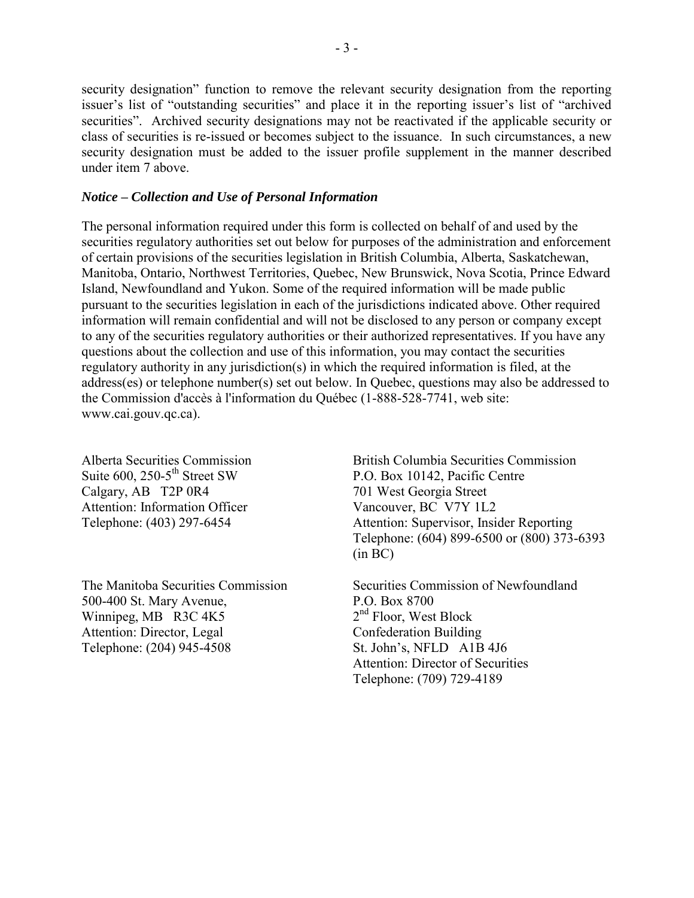security designation" function to remove the relevant security designation from the reporting issuer's list of "outstanding securities" and place it in the reporting issuer's list of "archived securities". Archived security designations may not be reactivated if the applicable security or class of securities is re-issued or becomes subject to the issuance. In such circumstances, a new security designation must be added to the issuer profile supplement in the manner described under item 7 above.

***Notice – Collection and Use of Personal Information***

The personal information required under this form is collected on behalf of and used by the securities regulatory authorities set out below for purposes of the administration and enforcement of certain provisions of the securities legislation in British Columbia, Alberta, Saskatchewan, Manitoba, Ontario, Northwest Territories, Quebec, New Brunswick, Nova Scotia, Prince Edward Island, Newfoundland and Yukon. Some of the required information will be made public pursuant to the securities legislation in each of the jurisdictions indicated above. Other required information will remain confidential and will not be disclosed to any person or company except to any of the securities regulatory authorities or their authorized representatives. If you have any questions about the collection and use of this information, you may contact the securities regulatory authority in any jurisdiction(s) in which the required information is filed, at the address(es) or telephone number(s) set out below. In Quebec, questions may also be addressed to the Commission d'accès à l'information du Québec (1-888-528-7741, web site: www.cai.gouv.qc.ca).

Alberta Securities Commission
Suite 600, 250-5th Street SW
Calgary, AB T2P 0R4
Attention: Information Officer
Telephone: (403) 297-6454

British Columbia Securities Commission
P.O. Box 10142, Pacific Centre
701 West Georgia Street
Vancouver, BC V7Y 1L2
Attention: Supervisor, Insider Reporting
Telephone: (604) 899-6500 or (800) 373-6393 (in BC)

The Manitoba Securities Commission
500-400 St. Mary Avenue,
Winnipeg, MB R3C 4K5
Attention: Director, Legal
Telephone: (204) 945-4508

Securities Commission of Newfoundland
P.O. Box 8700
2nd Floor, West Block
Confederation Building
St. John's, NFLD A1B 4J6
Attention: Director of Securities
Telephone: (709) 729-4189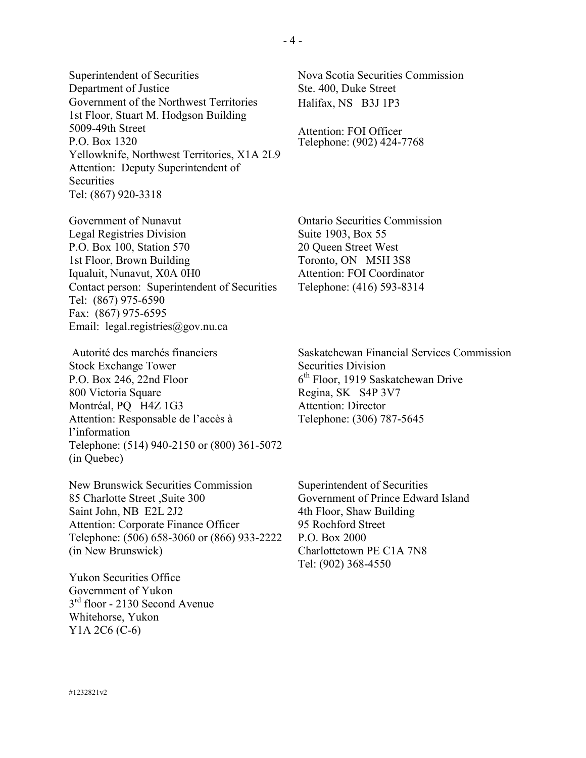Superintendent of Securities
Department of Justice
Government of the Northwest Territories
1st Floor, Stuart M. Hodgson Building
5009-49th Street
P.O. Box 1320
Yellowknife, Northwest Territories, X1A 2L9
Attention: Deputy Superintendent of Securities
Tel: (867) 920-3318

Government of Nunavut
Legal Registries Division
P.O. Box 100, Station 570
1st Floor, Brown Building
Iqualuit, Nunavut, X0A 0H0
Contact person: Superintendent of Securities
Tel: (867) 975-6590
Fax: (867) 975-6595
Email: legal.registries@gov.nu.ca

Autorité des marchés financiers
Stock Exchange Tower
P.O. Box 246, 22nd Floor
800 Victoria Square
Montréal, PQ H4Z 1G3
Attention: Responsable de l'accès à l'information
Telephone: (514) 940-2150 or (800) 361-5072 (in Quebec)

New Brunswick Securities Commission
85 Charlotte Street ,Suite 300
Saint John, NB E2L 2J2
Attention: Corporate Finance Officer
Telephone: (506) 658-3060 or (866) 933-2222 (in New Brunswick)

Yukon Securities Office
Government of Yukon
3rd floor - 2130 Second Avenue
Whitehorse, Yukon
Y1A 2C6 (C-6)

Nova Scotia Securities Commission
Ste. 400, Duke Street
Halifax, NS B3J 1P3

Attention: FOI Officer
Telephone: (902) 424-7768

Ontario Securities Commission
Suite 1903, Box 55
20 Queen Street West
Toronto, ON M5H 3S8
Attention: FOI Coordinator
Telephone: (416) 593-8314

Saskatchewan Financial Services Commission
Securities Division
6th Floor, 1919 Saskatchewan Drive
Regina, SK S4P 3V7
Attention: Director
Telephone: (306) 787-5645

Superintendent of Securities
Government of Prince Edward Island
4th Floor, Shaw Building
95 Rochford Street
P.O. Box 2000
Charlottetown PE C1A 7N8
Tel: (902) 368-4550

#1232821v2